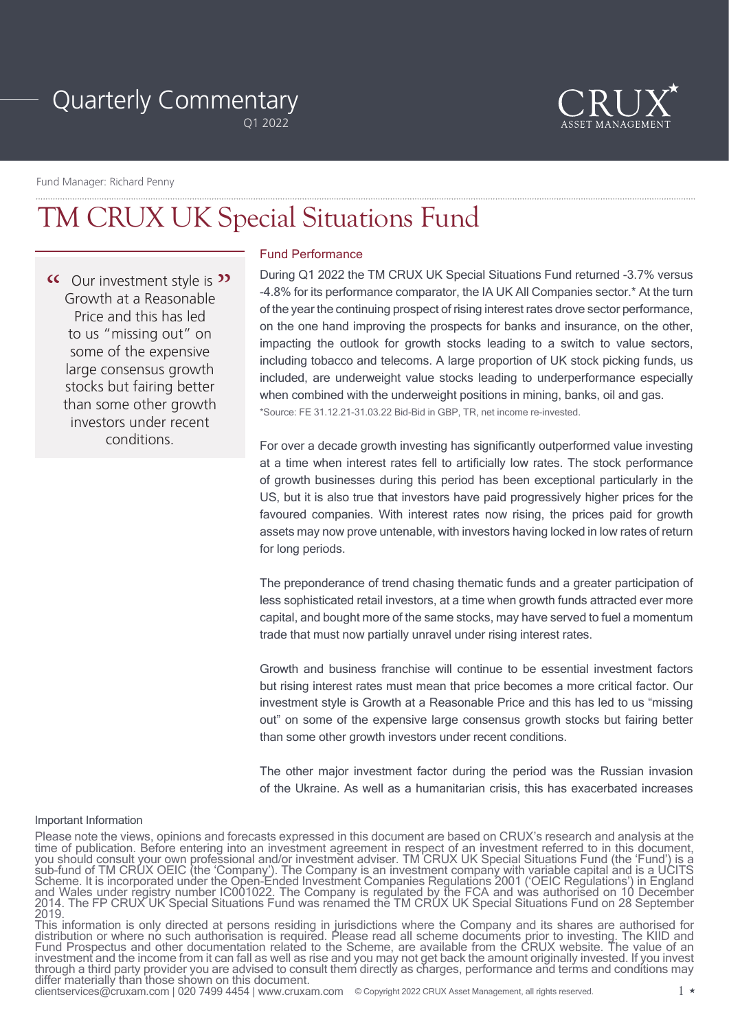# Quarterly Commentary

Q1 2022

CRUX ASSET MANAGEMENT

Fund Manager: Richard Penny

# TM CRUX UK Special Situations Fund

> "Our investment style is Growth at a Reasonable Price and this has led to us "missing out" on some of the expensive large consensus growth stocks but fairing better than some other growth investors under recent conditions."

## Fund Performance

During Q1 2022 the TM CRUX UK Special Situations Fund returned -3.7% versus -4.8% for its performance comparator, the IA UK All Companies sector.* At the turn of the year the continuing prospect of rising interest rates drove sector performance, on the one hand improving the prospects for banks and insurance, on the other, impacting the outlook for growth stocks leading to a switch to value sectors, including tobacco and telecoms. A large proportion of UK stock picking funds, us included, are underweight value stocks leading to underperformance especially when combined with the underweight positions in mining, banks, oil and gas.

*Source: FE 31.12.21-31.03.22 Bid-Bid in GBP, TR, net income re-invested.

For over a decade growth investing has significantly outperformed value investing at a time when interest rates fell to artificially low rates. The stock performance of growth businesses during this period has been exceptional particularly in the US, but it is also true that investors have paid progressively higher prices for the favoured companies. With interest rates now rising, the prices paid for growth assets may now prove untenable, with investors having locked in low rates of return for long periods.

The preponderance of trend chasing thematic funds and a greater participation of less sophisticated retail investors, at a time when growth funds attracted ever more capital, and bought more of the same stocks, may have served to fuel a momentum trade that must now partially unravel under rising interest rates.

Growth and business franchise will continue to be essential investment factors but rising interest rates must mean that price becomes a more critical factor. Our investment style is Growth at a Reasonable Price and this has led to us "missing out" on some of the expensive large consensus growth stocks but fairing better than some other growth investors under recent conditions.

The other major investment factor during the period was the Russian invasion of the Ukraine. As well as a humanitarian crisis, this has exacerbated increases

## Important Information

Please note the views, opinions and forecasts expressed in this document are based on CRUX's research and analysis at the time of publication. Before entering into an investment agreement in respect of an investment referred to in this document, you should consult your own professional and/or investment adviser. TM CRUX UK Special Situations Fund (the 'Fund') is a sub-fund of TM CRUX OEIC (the 'Company'). The Company is an investment company with variable capital and is a UCITS Scheme. It is incorporated under the Open-Ended Investment Companies Regulations 2001 ('OEIC Regulations') in England and Wales under registry number IC001022. The Company is regulated by the FCA and was authorised on 10 December 2014. The FP CRUX UK Special Situations Fund was renamed the TM CRUX UK Special Situations Fund on 28 September 2019.

This information is only directed at persons residing in jurisdictions where the Company and its shares are authorised for distribution or where no such authorisation is required. Please read all scheme documents prior to investing. The KIID and Fund Prospectus and other documentation related to the Scheme, are available from the CRUX website. The value of an investment and the income from it can fall as well as rise and you may not get back the amount originally invested. If you invest through a third party provider you are advised to consult them directly as charges, performance and terms and conditions may differ materially than those shown on this document.

clientservices@cruxam.com | 020 7499 4454 | www.cruxam.com © Copyright 2022 CRUX Asset Management, all rights reserved.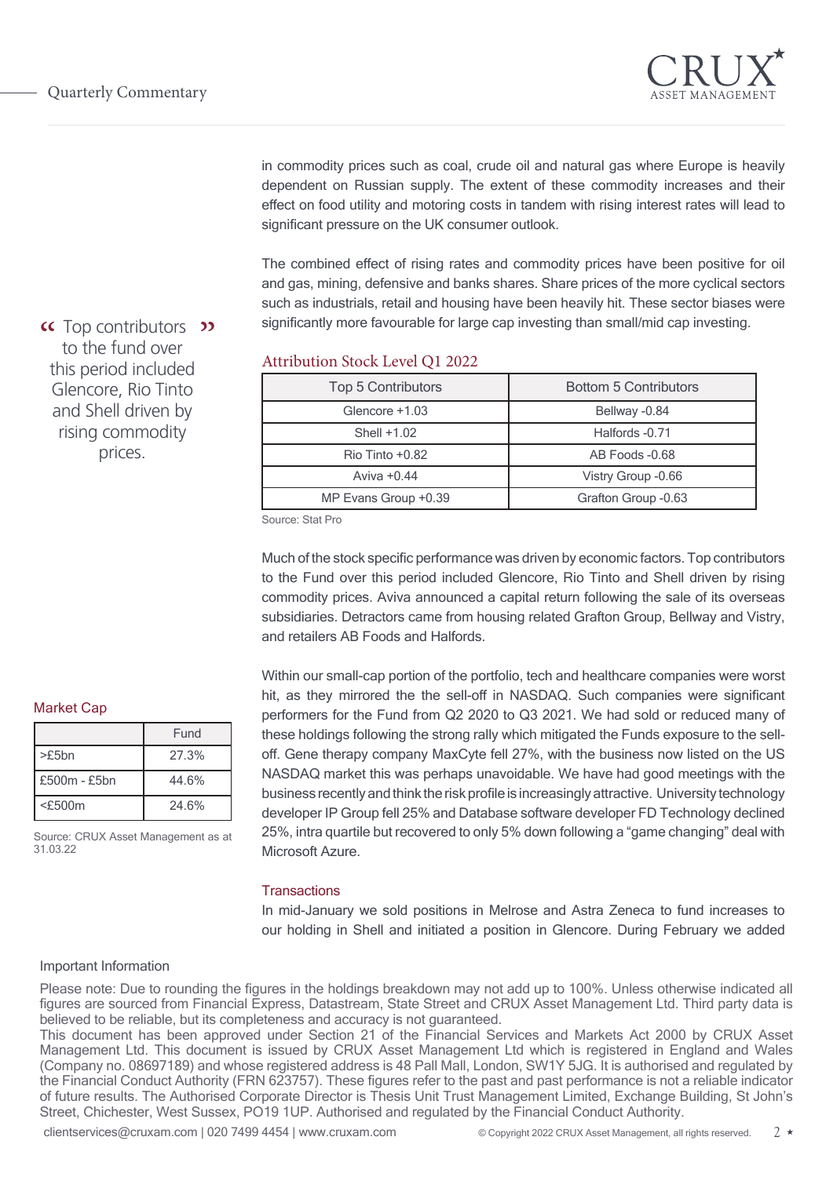in commodity prices such as coal, crude oil and natural gas where Europe is heavily dependent on Russian supply. The extent of these commodity increases and their effect on food utility and motoring costs in tandem with rising interest rates will lead to significant pressure on the UK consumer outlook.

The combined effect of rising rates and commodity prices have been positive for oil and gas, mining, defensive and banks shares. Share prices of the more cyclical sectors such as industrials, retail and housing have been heavily hit. These sector biases were significantly more favourable for large cap investing than small/mid cap investing.

> “Top contributors to the fund over this period included Glencore, Rio Tinto and Shell driven by rising commodity prices.”

### Attribution Stock Level Q1 2022

| Top 5 Contributors | Bottom 5 Contributors |
|---|---|
| Glencore +1.03 | Bellway -0.84 |
| Shell +1.02 | Halfords -0.71 |
| Rio Tinto +0.82 | AB Foods -0.68 |
| Aviva +0.44 | Vistry Group -0.66 |
| MP Evans Group +0.39 | Grafton Group -0.63 |

Source: Stat Pro

Much of the stock specific performance was driven by economic factors. Top contributors to the Fund over this period included Glencore, Rio Tinto and Shell driven by rising commodity prices. Aviva announced a capital return following the sale of its overseas subsidiaries. Detractors came from housing related Grafton Group, Bellway and Vistry, and retailers AB Foods and Halfords.

Within our small-cap portion of the portfolio, tech and healthcare companies were worst hit, as they mirrored the the sell-off in NASDAQ. Such companies were significant performers for the Fund from Q2 2020 to Q3 2021. We had sold or reduced many of these holdings following the strong rally which mitigated the Funds exposure to the sell-off. Gene therapy company MaxCyte fell 27%, with the business now listed on the US NASDAQ market this was perhaps unavoidable. We have had good meetings with the business recently and think the risk profile is increasingly attractive. University technology developer IP Group fell 25% and Database software developer FD Technology declined 25%, intra quartile but recovered to only 5% down following a “game changing” deal with Microsoft Azure.

### Market Cap

| | Fund |
|---|---|
| >£5bn | 27.3% |
| £500m - £5bn | 44.6% |
| <£500m | 24.6% |

Source: CRUX Asset Management as at 31.03.22

### Transactions

In mid-January we sold positions in Melrose and Astra Zeneca to fund increases to our holding in Shell and initiated a position in Glencore. During February we added

### Important Information

Please note: Due to rounding the figures in the holdings breakdown may not add up to 100%. Unless otherwise indicated all figures are sourced from Financial Express, Datastream, State Street and CRUX Asset Management Ltd. Third party data is believed to be reliable, but its completeness and accuracy is not guaranteed.
This document has been approved under Section 21 of the Financial Services and Markets Act 2000 by CRUX Asset Management Ltd. This document is issued by CRUX Asset Management Ltd which is registered in England and Wales (Company no. 08697189) and whose registered address is 48 Pall Mall, London, SW1Y 5JG. It is authorised and regulated by the Financial Conduct Authority (FRN 623757). These figures refer to the past and past performance is not a reliable indicator of future results. The Authorised Corporate Director is Thesis Unit Trust Management Limited, Exchange Building, St John’s Street, Chichester, West Sussex, PO19 1UP. Authorised and regulated by the Financial Conduct Authority.

clientservices@cruxam.com | 020 7499 4454 | www.cruxam.com

© Copyright 2022 CRUX Asset Management, all rights reserved.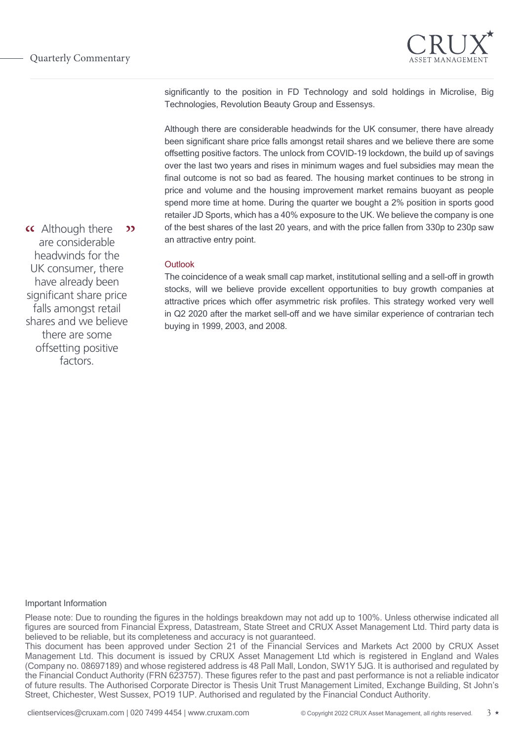significantly to the position in FD Technology and sold holdings in Microlise, Big Technologies, Revolution Beauty Group and Essensys.

Although there are considerable headwinds for the UK consumer, there have already been significant share price falls amongst retail shares and we believe there are some offsetting positive factors. The unlock from COVID-19 lockdown, the build up of savings over the last two years and rises in minimum wages and fuel subsidies may mean the final outcome is not so bad as feared. The housing market continues to be strong in price and volume and the housing improvement market remains buoyant as people spend more time at home. During the quarter we bought a 2% position in sports good retailer JD Sports, which has a 40% exposure to the UK. We believe the company is one of the best shares of the last 20 years, and with the price fallen from 330p to 230p saw an attractive entry point.

> « Although there are considerable headwinds for the UK consumer, there have already been significant share price falls amongst retail shares and we believe there are some offsetting positive factors. »

## Outlook

The coincidence of a weak small cap market, institutional selling and a sell-off in growth stocks, will we believe provide excellent opportunities to buy growth companies at attractive prices which offer asymmetric risk profiles. This strategy worked very well in Q2 2020 after the market sell-off and we have similar experience of contrarian tech buying in 1999, 2003, and 2008.

### Important Information

Please note: Due to rounding the figures in the holdings breakdown may not add up to 100%. Unless otherwise indicated all figures are sourced from Financial Express, Datastream, State Street and CRUX Asset Management Ltd. Third party data is believed to be reliable, but its completeness and accuracy is not guaranteed.
This document has been approved under Section 21 of the Financial Services and Markets Act 2000 by CRUX Asset Management Ltd. This document is issued by CRUX Asset Management Ltd which is registered in England and Wales (Company no. 08697189) and whose registered address is 48 Pall Mall, London, SW1Y 5JG. It is authorised and regulated by the Financial Conduct Authority (FRN 623757). These figures refer to the past and past performance is not a reliable indicator of future results. The Authorised Corporate Director is Thesis Unit Trust Management Limited, Exchange Building, St John's Street, Chichester, West Sussex, PO19 1UP. Authorised and regulated by the Financial Conduct Authority.

clientservices@cruxam.com | 020 7499 4454 | www.cruxam.com

© Copyright 2022 CRUX Asset Management, all rights reserved.